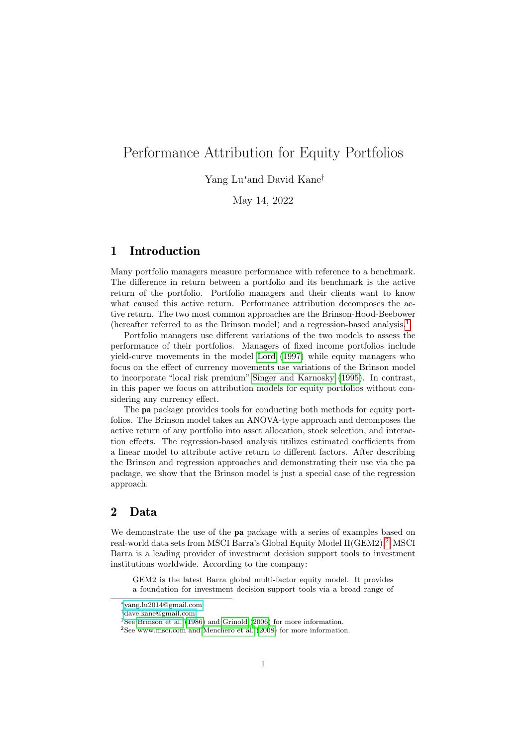# Performance Attribution for Equity Portfolios

Yang Lu* and David Kane†

May 14, 2022

## 1 Introduction

Many portfolio managers measure performance with reference to a benchmark. The difference in return between a portfolio and its benchmark is the active return of the portfolio. Portfolio managers and their clients want to know what caused this active return. Performance attribution decomposes the active return. The two most common approaches are the Brinson-Hood-Beebower (hereafter referred to as the Brinson model) and a regression-based analysis.[1]

Portfolio managers use different variations of the two models to assess the performance of their portfolios. Managers of fixed income portfolios include yield-curve movements in the model Lord (1997) while equity managers who focus on the effect of currency movements use variations of the Brinson model to incorporate "local risk premium" Singer and Karnosky (1995). In contrast, in this paper we focus on attribution models for equity portfolios without considering any currency effect.

The **pa** package provides tools for conducting both methods for equity portfolios. The Brinson model takes an ANOVA-type approach and decomposes the active return of any portfolio into asset allocation, stock selection, and interaction effects. The regression-based analysis utilizes estimated coefficients from a linear model to attribute active return to different factors. After describing the Brinson and regression approaches and demonstrating their use via the pa package, we show that the Brinson model is just a special case of the regression approach.

## 2 Data

We demonstrate the use of the **pa** package with a series of examples based on real-world data sets from MSCI Barra's Global Equity Model II(GEM2).[2] MSCI Barra is a leading provider of investment decision support tools to investment institutions worldwide. According to the company:

> GEM2 is the latest Barra global multi-factor equity model. It provides a foundation for investment decision support tools via a broad range of

---

*yang.lu2014@gmail.com

†dave.kane@gmail.com

[1]See Brinson et al. (1986) and Grinold (2006) for more information.

[2]See www.msci.com and Menchero et al. (2008) for more information.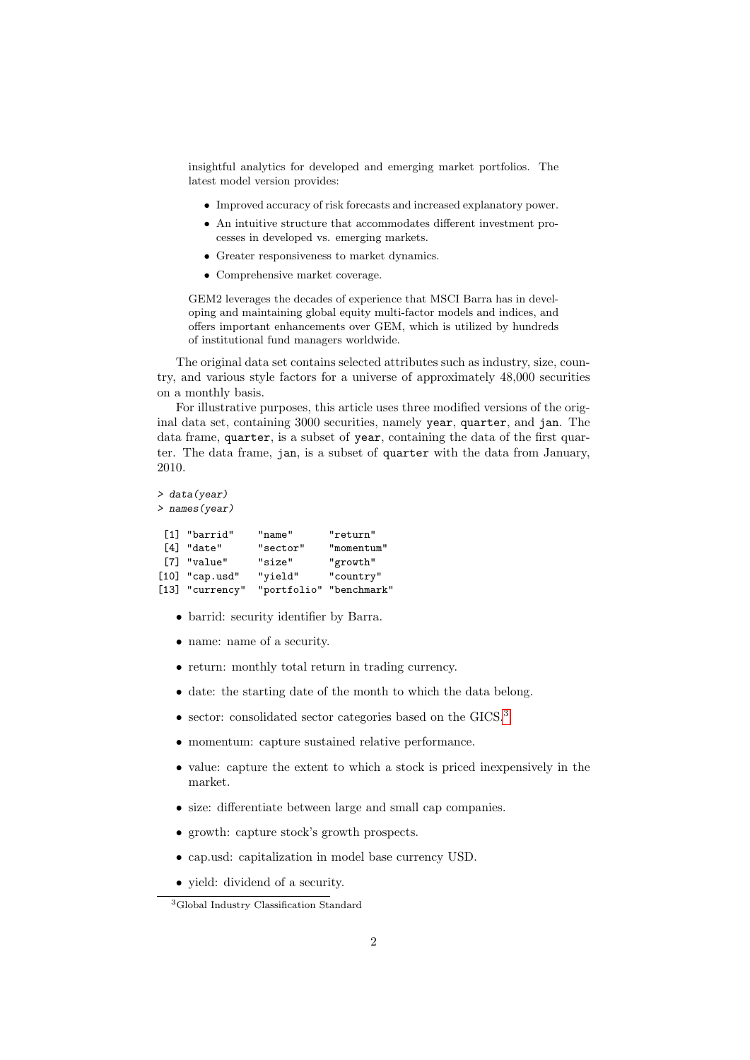insightful analytics for developed and emerging market portfolios. The latest model version provides:

- Improved accuracy of risk forecasts and increased explanatory power.
- An intuitive structure that accommodates different investment processes in developed vs. emerging markets.
- Greater responsiveness to market dynamics.
- Comprehensive market coverage.

GEM2 leverages the decades of experience that MSCI Barra has in developing and maintaining global equity multi-factor models and indices, and offers important enhancements over GEM, which is utilized by hundreds of institutional fund managers worldwide.

The original data set contains selected attributes such as industry, size, country, and various style factors for a universe of approximately 48,000 securities on a monthly basis.

For illustrative purposes, this article uses three modified versions of the original data set, containing 3000 securities, namely `year`, `quarter`, and `jan`. The data frame, `quarter`, is a subset of `year`, containing the data of the first quarter. The data frame, `jan`, is a subset of `quarter` with the data from January, 2010.

```
> data(year)
> names(year)

 [1] "barrid"    "name"      "return"
 [4] "date"      "sector"    "momentum"
 [7] "value"     "size"      "growth"
[10] "cap.usd"   "yield"     "country"
[13] "currency"  "portfolio" "benchmark"
```

- barrid: security identifier by Barra.
- name: name of a security.
- return: monthly total return in trading currency.
- date: the starting date of the month to which the data belong.
- sector: consolidated sector categories based on the GICS.[3]
- momentum: capture sustained relative performance.
- value: capture the extent to which a stock is priced inexpensively in the market.
- size: differentiate between large and small cap companies.
- growth: capture stock's growth prospects.
- cap.usd: capitalization in model base currency USD.
- yield: dividend of a security.

[3] Global Industry Classification Standard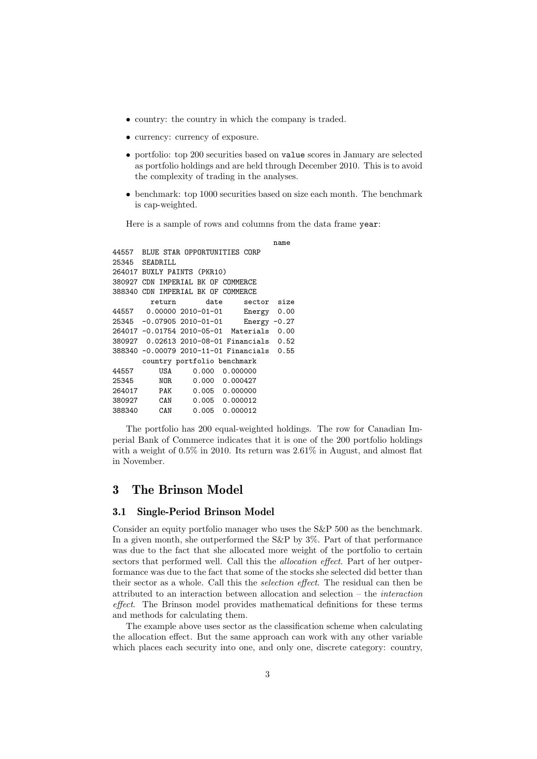- country: the country in which the company is traded.
- currency: currency of exposure.
- portfolio: top 200 securities based on `value` scores in January are selected as portfolio holdings and are held through December 2010. This is to avoid the complexity of trading in the analyses.
- benchmark: top 1000 securities based on size each month. The benchmark is cap-weighted.

Here is a sample of rows and columns from the data frame `year`:

```
                                     name
44557  BLUE STAR OPPORTUNITIES CORP
25345  SEADRILL
264017 BUXLY PAINTS (PKR10)
380927 CDN IMPERIAL BK OF COMMERCE
388340 CDN IMPERIAL BK OF COMMERCE
         return       date     sector  size
44557   0.00000 2010-01-01     Energy  0.00
25345  -0.07905 2010-01-01     Energy -0.27
264017 -0.01754 2010-05-01  Materials  0.00
380927  0.02613 2010-08-01 Financials  0.52
388340 -0.00079 2010-11-01 Financials  0.55
       country portfolio benchmark
44557      USA     0.000  0.000000
25345      NOR     0.000  0.000427
264017     PAK     0.005  0.000000
380927     CAN     0.005  0.000012
388340     CAN     0.005  0.000012
```

The portfolio has 200 equal-weighted holdings. The row for Canadian Imperial Bank of Commerce indicates that it is one of the 200 portfolio holdings with a weight of 0.5% in 2010. Its return was 2.61% in August, and almost flat in November.

# 3 The Brinson Model

## 3.1 Single-Period Brinson Model

Consider an equity portfolio manager who uses the S&P 500 as the benchmark. In a given month, she outperformed the S&P by 3%. Part of that performance was due to the fact that she allocated more weight of the portfolio to certain sectors that performed well. Call this the *allocation effect*. Part of her outperformance was due to the fact that some of the stocks she selected did better than their sector as a whole. Call this the *selection effect*. The residual can then be attributed to an interaction between allocation and selection – the *interaction effect*. The Brinson model provides mathematical definitions for these terms and methods for calculating them.

The example above uses sector as the classification scheme when calculating the allocation effect. But the same approach can work with any other variable which places each security into one, and only one, discrete category: country,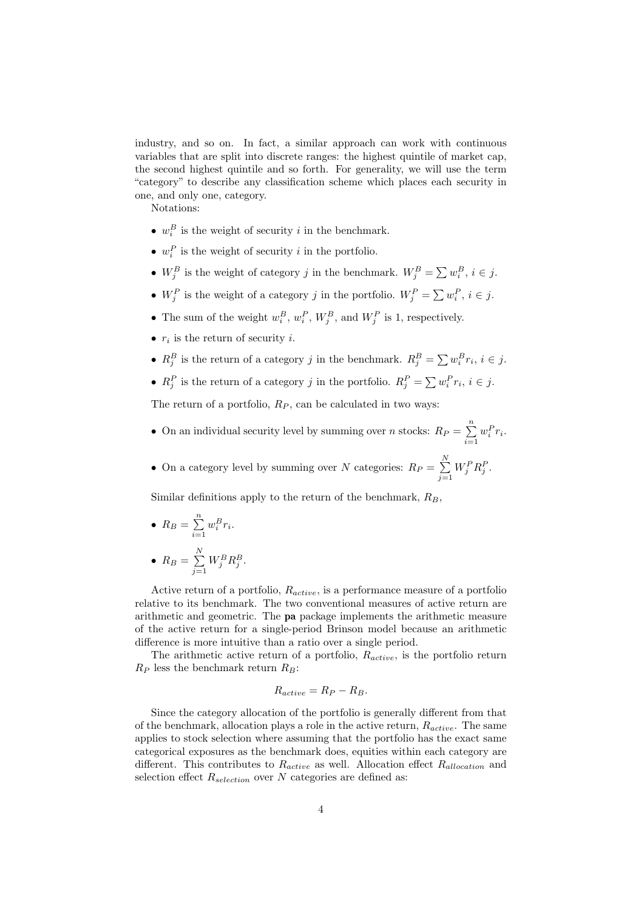industry, and so on. In fact, a similar approach can work with continuous variables that are split into discrete ranges: the highest quintile of market cap, the second highest quintile and so forth. For generality, we will use the term "category" to describe any classification scheme which places each security in one, and only one, category.

Notations:

- $w_i^B$ is the weight of security $i$ in the benchmark.
- $w_i^P$ is the weight of security $i$ in the portfolio.
- $W_j^B$ is the weight of category $j$ in the benchmark. $W_j^B = \sum w_i^B$, $i \in j$.
- $W_j^P$ is the weight of a category $j$ in the portfolio. $W_j^P = \sum w_i^P$, $i \in j$.
- The sum of the weight $w_i^B$, $w_i^P$, $W_j^B$, and $W_j^P$ is 1, respectively.
- $r_i$ is the return of security $i$.
- $R_j^B$ is the return of a category $j$ in the benchmark. $R_j^B = \sum w_i^B r_i$, $i \in j$.
- $R_j^P$ is the return of a category $j$ in the portfolio. $R_j^P = \sum w_i^P r_i$, $i \in j$.

The return of a portfolio, $R_P$, can be calculated in two ways:

- On an individual security level by summing over $n$ stocks: $R_P = \sum_{i=1}^{n} w_i^P r_i$.
- On a category level by summing over $N$ categories: $R_P = \sum_{j=1}^{N} W_j^P R_j^P$.

Similar definitions apply to the return of the benchmark, $R_B$,

- $R_B = \sum_{i=1}^{n} w_i^B r_i$.
- $R_B = \sum_{j=1}^{N} W_j^B R_j^B$.

Active return of a portfolio, $R_{active}$, is a performance measure of a portfolio relative to its benchmark. The two conventional measures of active return are arithmetic and geometric. The **pa** package implements the arithmetic measure of the active return for a single-period Brinson model because an arithmetic difference is more intuitive than a ratio over a single period.

The arithmetic active return of a portfolio, $R_{active}$, is the portfolio return $R_P$ less the benchmark return $R_B$:

$$R_{active} = R_P - R_B.$$

Since the category allocation of the portfolio is generally different from that of the benchmark, allocation plays a role in the active return, $R_{active}$. The same applies to stock selection where assuming that the portfolio has the exact same categorical exposures as the benchmark does, equities within each category are different. This contributes to $R_{active}$ as well. Allocation effect $R_{allocation}$ and selection effect $R_{selection}$ over $N$ categories are defined as: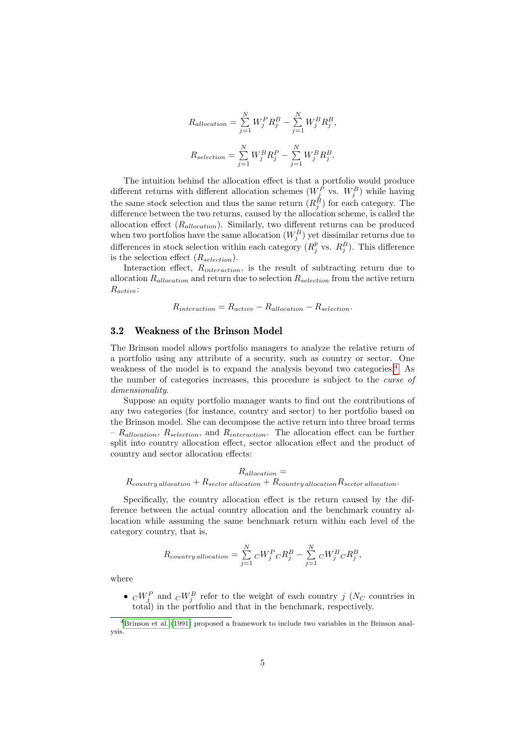$$R_{allocation} = \sum_{j=1}^{N} W_j^P R_j^B - \sum_{j=1}^{N} W_j^B R_j^B,$$

$$R_{selection} = \sum_{j=1}^{N} W_j^B R_j^P - \sum_{j=1}^{N} W_j^B R_j^B.$$

The intuition behind the allocation effect is that a portfolio would produce different returns with different allocation schemes ($W_j^P$ vs. $W_j^B$) while having the same stock selection and thus the same return ($R_j^B$) for each category. The difference between the two returns, caused by the allocation scheme, is called the allocation effect ($R_{allocation}$). Similarly, two different returns can be produced when two portfolios have the same allocation ($W_j^B$) yet dissimilar returns due to differences in stock selection within each category ($R_j^p$ vs. $R_j^B$). This difference is the selection effect ($R_{selection}$).

Interaction effect, $R_{interaction}$, is the result of subtracting return due to allocation $R_{allocation}$ and return due to selection $R_{selection}$ from the active return $R_{active}$:

$$R_{interaction} = R_{active} - R_{allocation} - R_{selection}.$$

## 3.2 Weakness of the Brinson Model

The Brinson model allows portfolio managers to analyze the relative return of a portfolio using any attribute of a security, such as country or sector. One weakness of the model is to expand the analysis beyond two categories.[4] As the number of categories increases, this procedure is subject to the *curse of dimensionality*.

Suppose an equity portfolio manager wants to find out the contributions of any two categories (for instance, country and sector) to her portfolio based on the Brinson model. She can decompose the active return into three broad terms – $R_{allocation}$, $R_{selection}$, and $R_{interaction}$. The allocation effect can be further split into country allocation effect, sector allocation effect and the product of country and sector allocation effects:

$$R_{allocation} = R_{country\,allocation} + R_{sector\,allocation} + R_{country\,allocation} R_{sector\,allocation}.$$

Specifically, the country allocation effect is the return caused by the difference between the actual country allocation and the benchmark country allocation while assuming the same benchmark return within each level of the category country, that is,

$$R_{country\,allocation} = \sum_{j=1}^{N} {}_C W_j^P {}_C R_j^B - \sum_{j=1}^{N} {}_C W_j^B {}_C R_j^B,$$

where

- ${}_C W_j^P$ and ${}_C W_j^B$ refer to the weight of each country $j$ ($N_C$ countries in total) in the portfolio and that in the benchmark, respectively.

[4] Brinson et al. (1991) proposed a framework to include two variables in the Brinson analysis.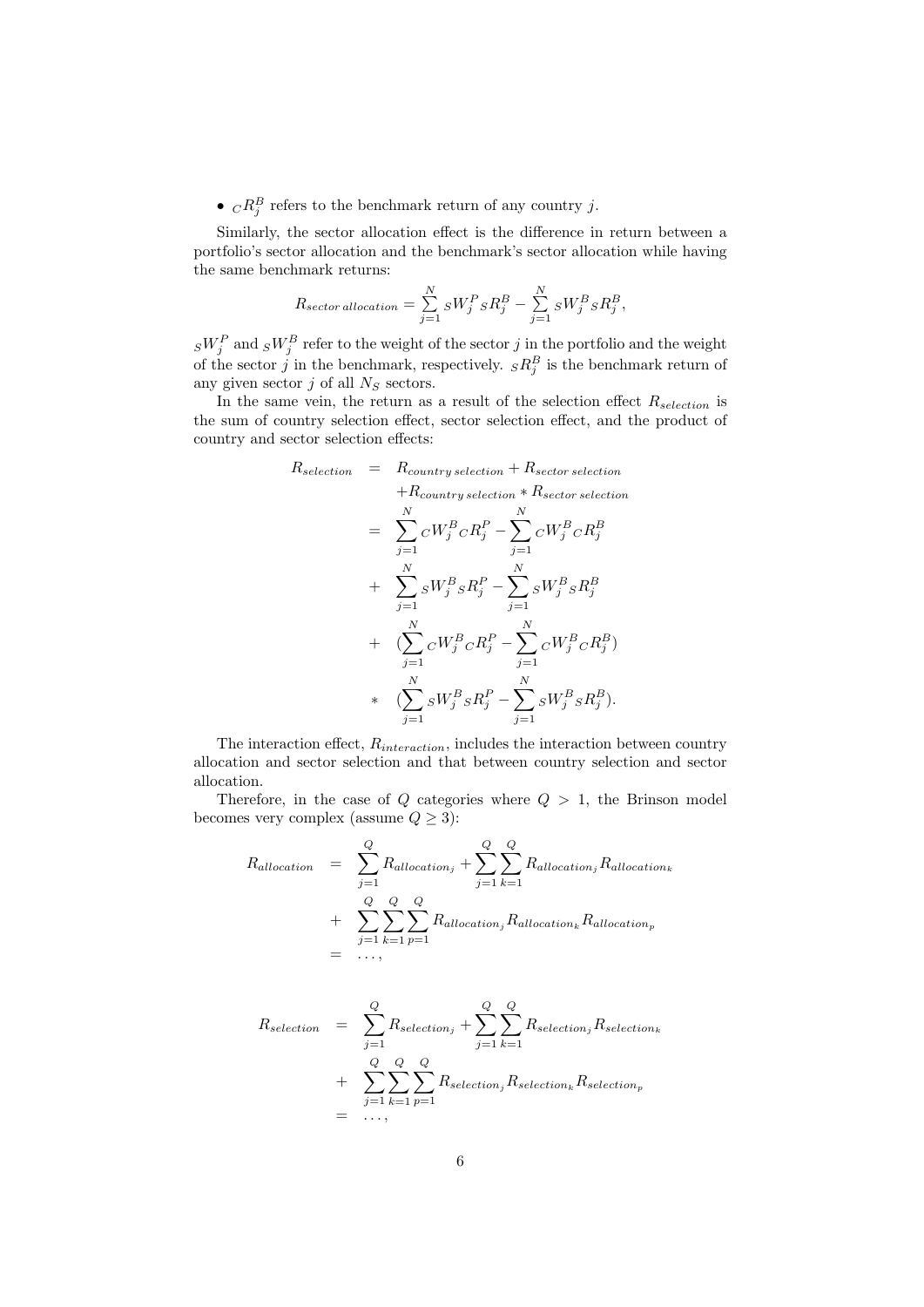- ${}_C R_j^B$ refers to the benchmark return of any country $j$.

Similarly, the sector allocation effect is the difference in return between a portfolio's sector allocation and the benchmark's sector allocation while having the same benchmark returns:

$$R_{sector\,allocation} = \sum_{j=1}^{N} {}_S W_j^P {}_S R_j^B - \sum_{j=1}^{N} {}_S W_j^B {}_S R_j^B,$$

${}_S W_j^P$ and ${}_S W_j^B$ refer to the weight of the sector $j$ in the portfolio and the weight of the sector $j$ in the benchmark, respectively. ${}_S R_j^B$ is the benchmark return of any given sector $j$ of all $N_S$ sectors.

In the same vein, the return as a result of the selection effect $R_{selection}$ is the sum of country selection effect, sector selection effect, and the product of country and sector selection effects:

$$\begin{aligned}
R_{selection} &= R_{country\,selection} + R_{sector\,selection} \\
&\quad + R_{country\,selection} * R_{sector\,selection} \\
&= \sum_{j=1}^{N} {}_C W_j^B {}_C R_j^P - \sum_{j=1}^{N} {}_C W_j^B {}_C R_j^B \\
&+ \sum_{j=1}^{N} {}_S W_j^B {}_S R_j^P - \sum_{j=1}^{N} {}_S W_j^B {}_S R_j^B \\
&+ \left(\sum_{j=1}^{N} {}_C W_j^B {}_C R_j^P - \sum_{j=1}^{N} {}_C W_j^B {}_C R_j^B\right) \\
&* \left(\sum_{j=1}^{N} {}_S W_j^B {}_S R_j^P - \sum_{j=1}^{N} {}_S W_j^B {}_S R_j^B\right).
\end{aligned}$$

The interaction effect, $R_{interaction}$, includes the interaction between country allocation and sector selection and that between country selection and sector allocation.

Therefore, in the case of $Q$ categories where $Q > 1$, the Brinson model becomes very complex (assume $Q \geq 3$):

$$\begin{aligned}
R_{allocation} &= \sum_{j=1}^{Q} R_{allocation_j} + \sum_{j=1}^{Q} \sum_{k=1}^{Q} R_{allocation_j} R_{allocation_k} \\
&+ \sum_{j=1}^{Q} \sum_{k=1}^{Q} \sum_{p=1}^{Q} R_{allocation_j} R_{allocation_k} R_{allocation_p} \\
&= \ldots,
\end{aligned}$$

$$\begin{aligned}
R_{selection} &= \sum_{j=1}^{Q} R_{selection_j} + \sum_{j=1}^{Q} \sum_{k=1}^{Q} R_{selection_j} R_{selection_k} \\
&+ \sum_{j=1}^{Q} \sum_{k=1}^{Q} \sum_{p=1}^{Q} R_{selection_j} R_{selection_k} R_{selection_p} \\
&= \ldots,
\end{aligned}$$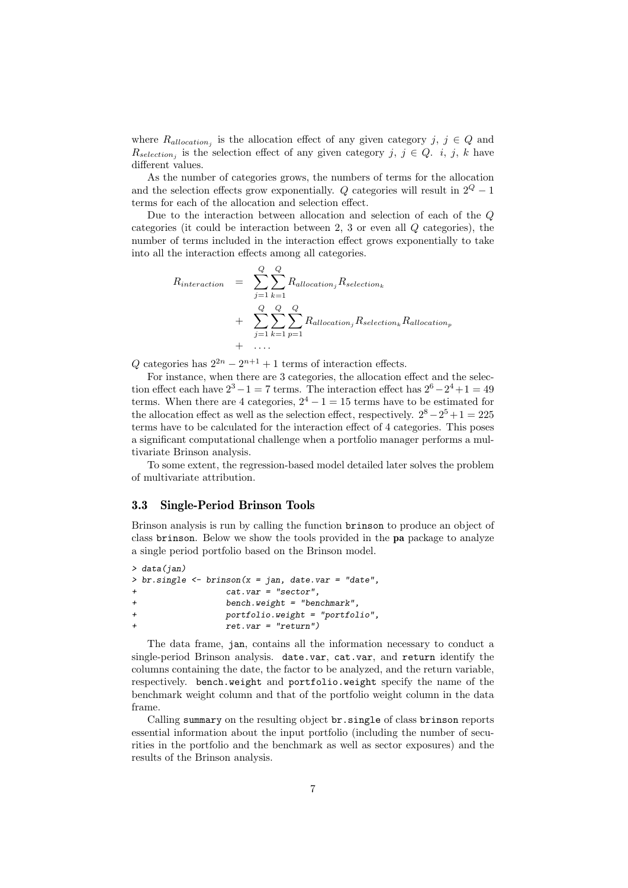where $R_{allocation_j}$ is the allocation effect of any given category $j$, $j \in Q$ and $R_{selection_j}$ is the selection effect of any given category $j$, $j \in Q$. $i$, $j$, $k$ have different values.

As the number of categories grows, the numbers of terms for the allocation and the selection effects grow exponentially. $Q$ categories will result in $2^Q - 1$ terms for each of the allocation and selection effect.

Due to the interaction between allocation and selection of each of the $Q$ categories (it could be interaction between 2, 3 or even all $Q$ categories), the number of terms included in the interaction effect grows exponentially to take into all the interaction effects among all categories.

$$
\begin{aligned}
R_{interaction} &= \sum_{j=1}^{Q}\sum_{k=1}^{Q} R_{allocation_j} R_{selection_k} \\
&+ \sum_{j=1}^{Q}\sum_{k=1}^{Q}\sum_{p=1}^{Q} R_{allocation_j} R_{selection_k} R_{allocation_p} \\
&+ \ldots.
\end{aligned}
$$

$Q$ categories has $2^{2n} - 2^{n+1} + 1$ terms of interaction effects.

For instance, when there are 3 categories, the allocation effect and the selection effect each have $2^3 - 1 = 7$ terms. The interaction effect has $2^6 - 2^4 + 1 = 49$ terms. When there are 4 categories, $2^4 - 1 = 15$ terms have to be estimated for the allocation effect as well as the selection effect, respectively. $2^8 - 2^5 + 1 = 225$ terms have to be calculated for the interaction effect of 4 categories. This poses a significant computational challenge when a portfolio manager performs a multivariate Brinson analysis.

To some extent, the regression-based model detailed later solves the problem of multivariate attribution.

### 3.3 Single-Period Brinson Tools

Brinson analysis is run by calling the function `brinson` to produce an object of class `brinson`. Below we show the tools provided in the **pa** package to analyze a single period portfolio based on the Brinson model.

```
> data(jan)
> br.single <- brinson(x = jan, date.var = "date",
+                      cat.var = "sector",
+                      bench.weight = "benchmark",
+                      portfolio.weight = "portfolio",
+                      ret.var = "return")
```

The data frame, `jan`, contains all the information necessary to conduct a single-period Brinson analysis. `date.var`, `cat.var`, and `return` identify the columns containing the date, the factor to be analyzed, and the return variable, respectively. `bench.weight` and `portfolio.weight` specify the name of the benchmark weight column and that of the portfolio weight column in the data frame.

Calling `summary` on the resulting object `br.single` of class `brinson` reports essential information about the input portfolio (including the number of securities in the portfolio and the benchmark as well as sector exposures) and the results of the Brinson analysis.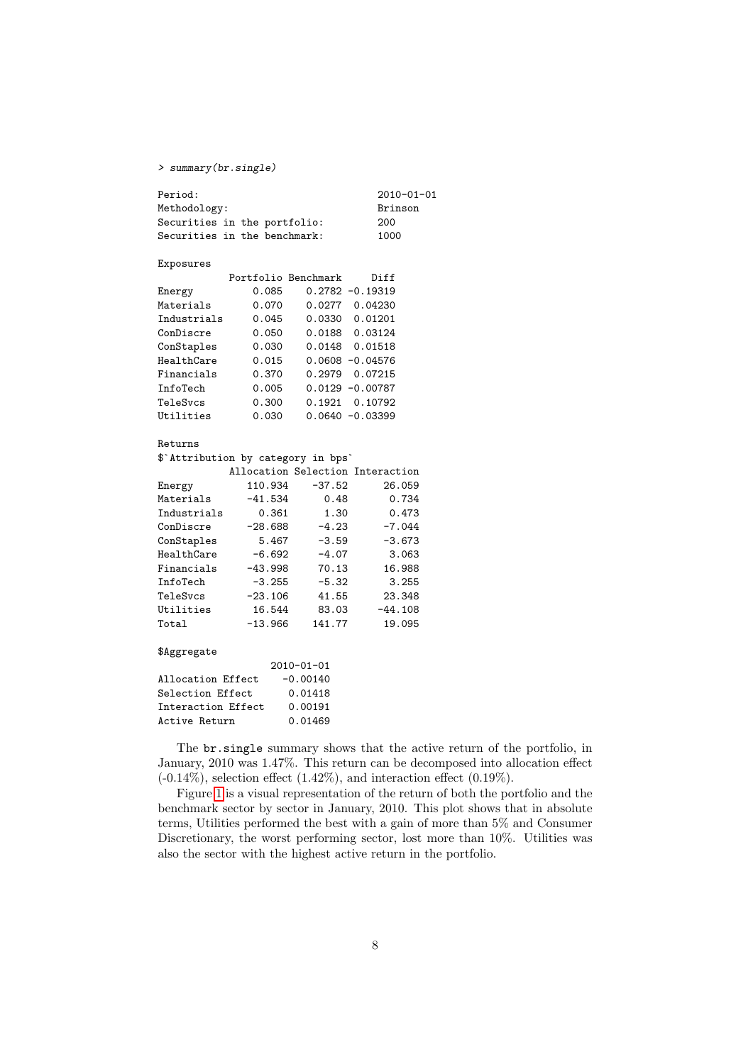```
> summary(br.single)

Period:                               2010-01-01
Methodology:                          Brinson
Securities in the portfolio:          200
Securities in the benchmark:          1000

Exposures
            Portfolio Benchmark     Diff
Energy          0.085    0.2782 -0.19319
Materials       0.070    0.0277  0.04230
Industrials     0.045    0.0330  0.01201
ConDiscre       0.050    0.0188  0.03124
ConStaples      0.030    0.0148  0.01518
HealthCare      0.015    0.0608 -0.04576
Financials      0.370    0.2979  0.07215
InfoTech        0.005    0.0129 -0.00787
TeleSvcs        0.300    0.1921  0.10792
Utilities       0.030    0.0640 -0.03399

Returns
$`Attribution by category in bps`
            Allocation Selection Interaction
Energy         110.934    -37.52      26.059
Materials      -41.534      0.48       0.734
Industrials      0.361      1.30       0.473
ConDiscre      -28.688     -4.23      -7.044
ConStaples       5.467     -3.59      -3.673
HealthCare      -6.692     -4.07       3.063
Financials     -43.998     70.13      16.988
InfoTech        -3.255     -5.32       3.255
TeleSvcs       -23.106     41.55      23.348
Utilities       16.544     83.03     -44.108
Total          -13.966    141.77      19.095

$Aggregate
                   2010-01-01
Allocation Effect    -0.00140
Selection Effect      0.01418
Interaction Effect    0.00191
Active Return         0.01469
```

The br.single summary shows that the active return of the portfolio, in January, 2010 was 1.47%. This return can be decomposed into allocation effect (-0.14%), selection effect (1.42%), and interaction effect (0.19%).

Figure 1 is a visual representation of the return of both the portfolio and the benchmark sector by sector in January, 2010. This plot shows that in absolute terms, Utilities performed the best with a gain of more than 5% and Consumer Discretionary, the worst performing sector, lost more than 10%. Utilities was also the sector with the highest active return in the portfolio.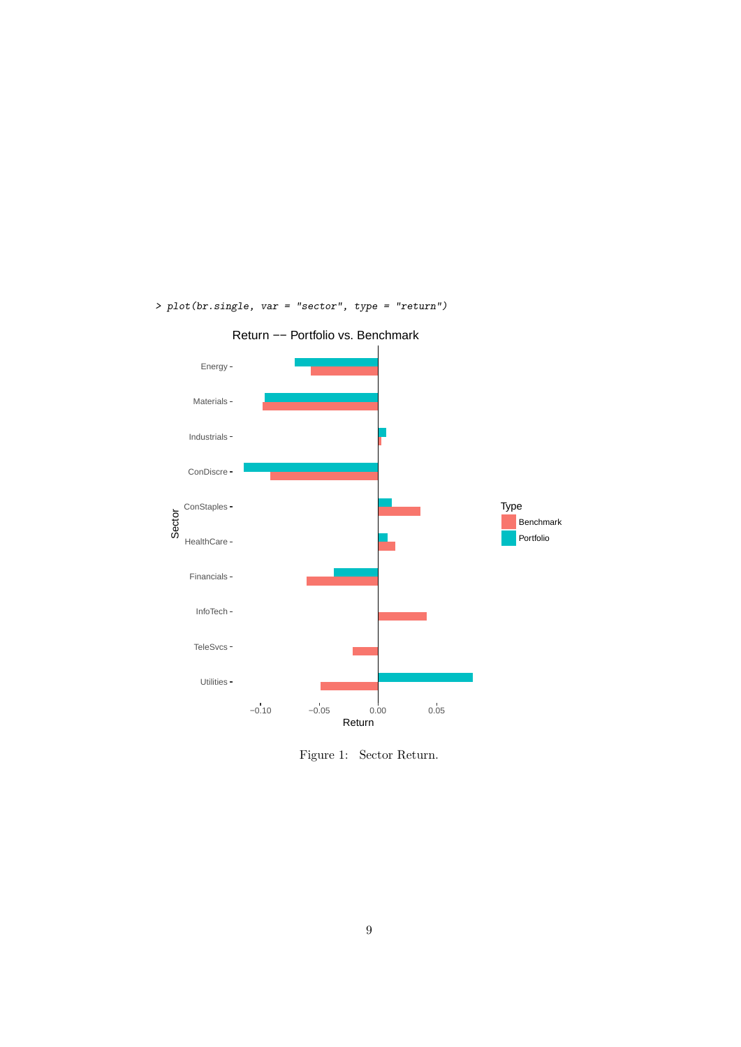```
> plot(br.single, var = "sector", type = "return")
```

Figure 1: Sector Return.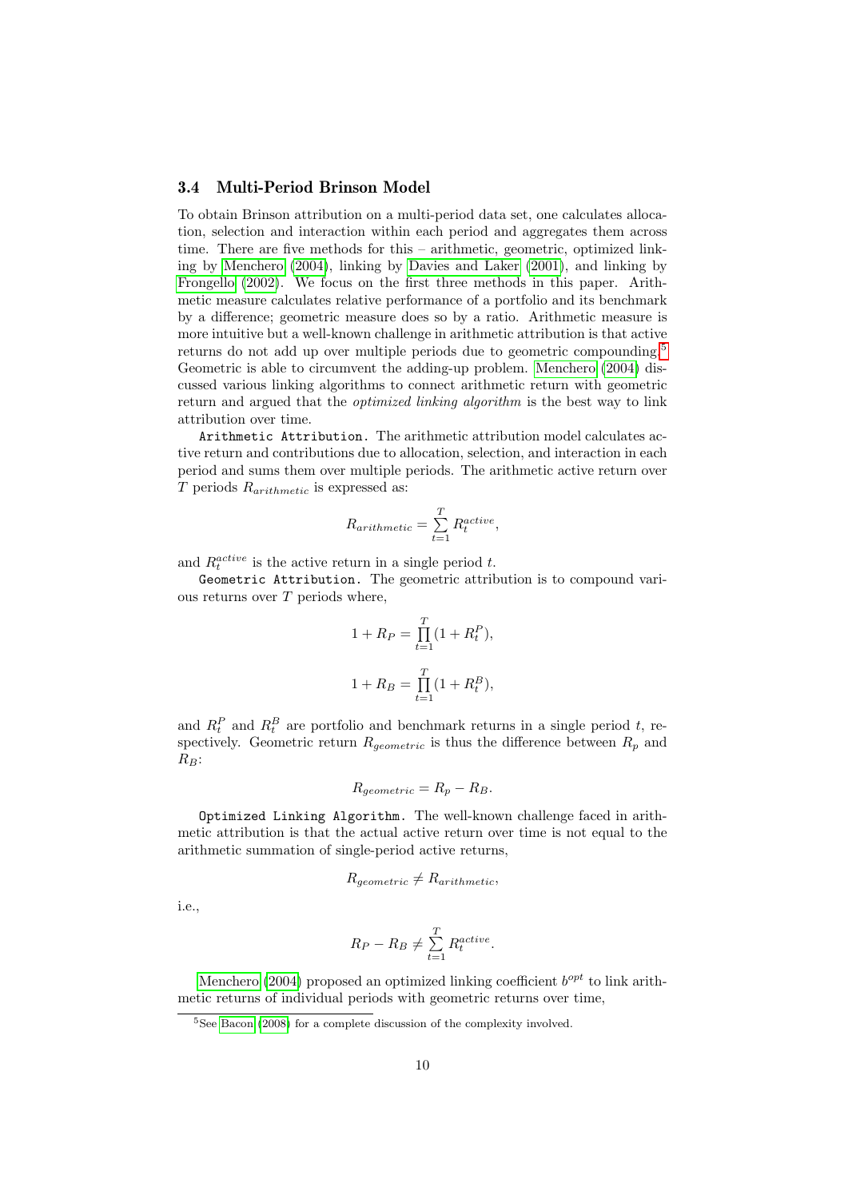### 3.4 Multi-Period Brinson Model

To obtain Brinson attribution on a multi-period data set, one calculates allocation, selection and interaction within each period and aggregates them across time. There are five methods for this – arithmetic, geometric, optimized linking by Menchero (2004), linking by Davies and Laker (2001), and linking by Frongello (2002). We focus on the first three methods in this paper. Arithmetic measure calculates relative performance of a portfolio and its benchmark by a difference; geometric measure does so by a ratio. Arithmetic measure is more intuitive but a well-known challenge in arithmetic attribution is that active returns do not add up over multiple periods due to geometric compounding.[5] Geometric is able to circumvent the adding-up problem. Menchero (2004) discussed various linking algorithms to connect arithmetic return with geometric return and argued that the *optimized linking algorithm* is the best way to link attribution over time.

`Arithmetic Attribution.` The arithmetic attribution model calculates active return and contributions due to allocation, selection, and interaction in each period and sums them over multiple periods. The arithmetic active return over $T$ periods $R_{arithmetic}$ is expressed as:

$$R_{arithmetic} = \sum_{t=1}^{T} R_t^{active},$$

and $R_t^{active}$ is the active return in a single period $t$.

`Geometric Attribution.` The geometric attribution is to compound various returns over $T$ periods where,

$$1 + R_P = \prod_{t=1}^{T} (1 + R_t^P),$$

$$1 + R_B = \prod_{t=1}^{T} (1 + R_t^B),$$

and $R_t^P$ and $R_t^B$ are portfolio and benchmark returns in a single period $t$, respectively. Geometric return $R_{geometric}$ is thus the difference between $R_p$ and $R_B$:

$$R_{geometric} = R_p - R_B.$$

`Optimized Linking Algorithm.` The well-known challenge faced in arithmetic attribution is that the actual active return over time is not equal to the arithmetic summation of single-period active returns,

$$R_{geometric} \neq R_{arithmetic},$$

i.e.,

$$R_P - R_B \neq \sum_{t=1}^{T} R_t^{active}.$$

Menchero (2004) proposed an optimized linking coefficient $b^{opt}$ to link arithmetic returns of individual periods with geometric returns over time,

[5] See Bacon (2008) for a complete discussion of the complexity involved.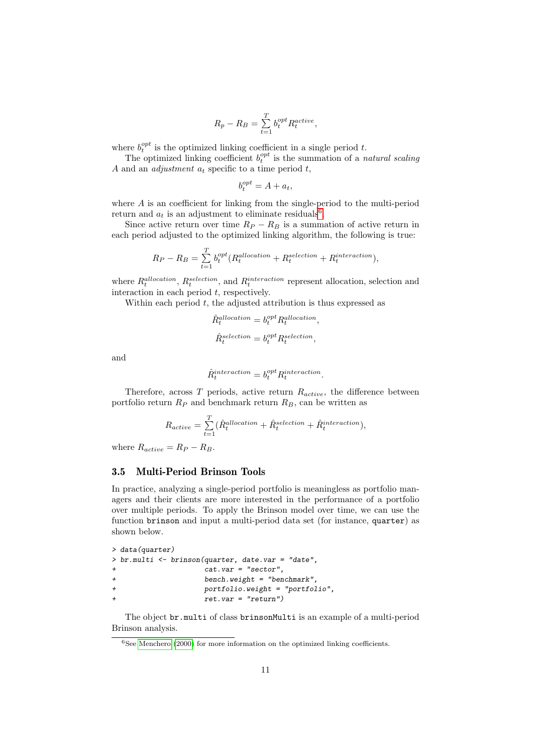$$R_p - R_B = \sum_{t=1}^{T} b_t^{opt} R_t^{active},$$

where $b_t^{opt}$ is the optimized linking coefficient in a single period $t$.

The optimized linking coefficient $b_t^{opt}$ is the summation of a *natural scaling* $A$ and an *adjustment* $a_t$ specific to a time period $t$,

$$b_t^{opt} = A + a_t,$$

where $A$ is an coefficient for linking from the single-period to the multi-period return and $a_t$ is an adjustment to eliminate residuals[6].

Since active return over time $R_P - R_B$ is a summation of active return in each period adjusted to the optimized linking algorithm, the following is true:

$$R_P - R_B = \sum_{t=1}^{T} b_t^{opt} (R_t^{allocation} + R_t^{selection} + R_t^{interaction}),$$

where $R_t^{allocation}$, $R_t^{selection}$, and $R_t^{interaction}$ represent allocation, selection and interaction in each period $t$, respectively.

Within each period $t$, the adjusted attribution is thus expressed as

$$\hat{R}_t^{allocation} = b_t^{opt} R_t^{allocation},$$

$$\hat{R}_t^{selection} = b_t^{opt} R_t^{selection},$$

and

$$\hat{R}_t^{interaction} = b_t^{opt} R_t^{interaction}.$$

Therefore, across $T$ periods, active return $R_{active}$, the difference between portfolio return $R_P$ and benchmark return $R_B$, can be written as

$$R_{active} = \sum_{t=1}^{T} (\hat{R}_t^{allocation} + \hat{R}_t^{selection} + \hat{R}_t^{interaction}),$$

where $R_{active} = R_P - R_B$.

### 3.5 Multi-Period Brinson Tools

In practice, analyzing a single-period portfolio is meaningless as portfolio managers and their clients are more interested in the performance of a portfolio over multiple periods. To apply the Brinson model over time, we can use the function `brinson` and input a multi-period data set (for instance, `quarter`) as shown below.

```
> data(quarter)
> br.multi <- brinson(quarter, date.var = "date",
+                     cat.var = "sector",
+                     bench.weight = "benchmark",
+                     portfolio.weight = "portfolio",
+                     ret.var = "return")
```

The object `br.multi` of class `brinsonMulti` is an example of a multi-period Brinson analysis.

[6] See Menchero (2000) for more information on the optimized linking coefficients.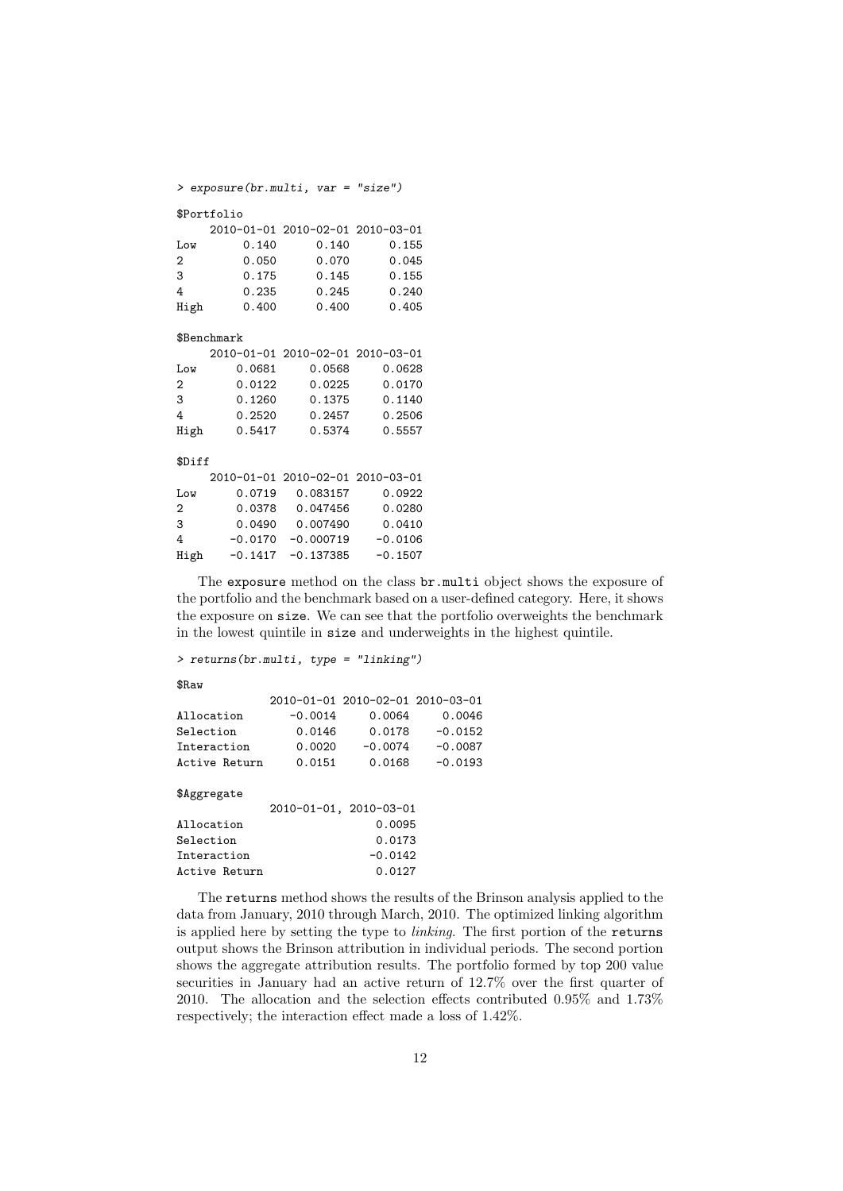```
> exposure(br.multi, var = "size")

$Portfolio
     2010-01-01 2010-02-01 2010-03-01
Low       0.140      0.140      0.155
2         0.050      0.070      0.045
3         0.175      0.145      0.155
4         0.235      0.245      0.240
High      0.400      0.400      0.405

$Benchmark
     2010-01-01 2010-02-01 2010-03-01
Low      0.0681     0.0568     0.0628
2        0.0122     0.0225     0.0170
3        0.1260     0.1375     0.1140
4        0.2520     0.2457     0.2506
High     0.5417     0.5374     0.5557

$Diff
     2010-01-01 2010-02-01 2010-03-01
Low      0.0719   0.083157     0.0922
2        0.0378   0.047456     0.0280
3        0.0490   0.007490     0.0410
4       -0.0170  -0.000719    -0.0106
High    -0.1417  -0.137385    -0.1507
```

The exposure method on the class br.multi object shows the exposure of the portfolio and the benchmark based on a user-defined category. Here, it shows the exposure on size. We can see that the portfolio overweights the benchmark in the lowest quintile in size and underweights in the highest quintile.

```
> returns(br.multi, type = "linking")

$Raw
              2010-01-01 2010-02-01 2010-03-01
Allocation       -0.0014     0.0064     0.0046
Selection         0.0146     0.0178    -0.0152
Interaction       0.0020    -0.0074    -0.0087
Active Return     0.0151     0.0168    -0.0193

$Aggregate
              2010-01-01, 2010-03-01
Allocation                    0.0095
Selection                     0.0173
Interaction                  -0.0142
Active Return                 0.0127
```

The returns method shows the results of the Brinson analysis applied to the data from January, 2010 through March, 2010. The optimized linking algorithm is applied here by setting the type to *linking*. The first portion of the returns output shows the Brinson attribution in individual periods. The second portion shows the aggregate attribution results. The portfolio formed by top 200 value securities in January had an active return of 12.7% over the first quarter of 2010. The allocation and the selection effects contributed 0.95% and 1.73% respectively; the interaction effect made a loss of 1.42%.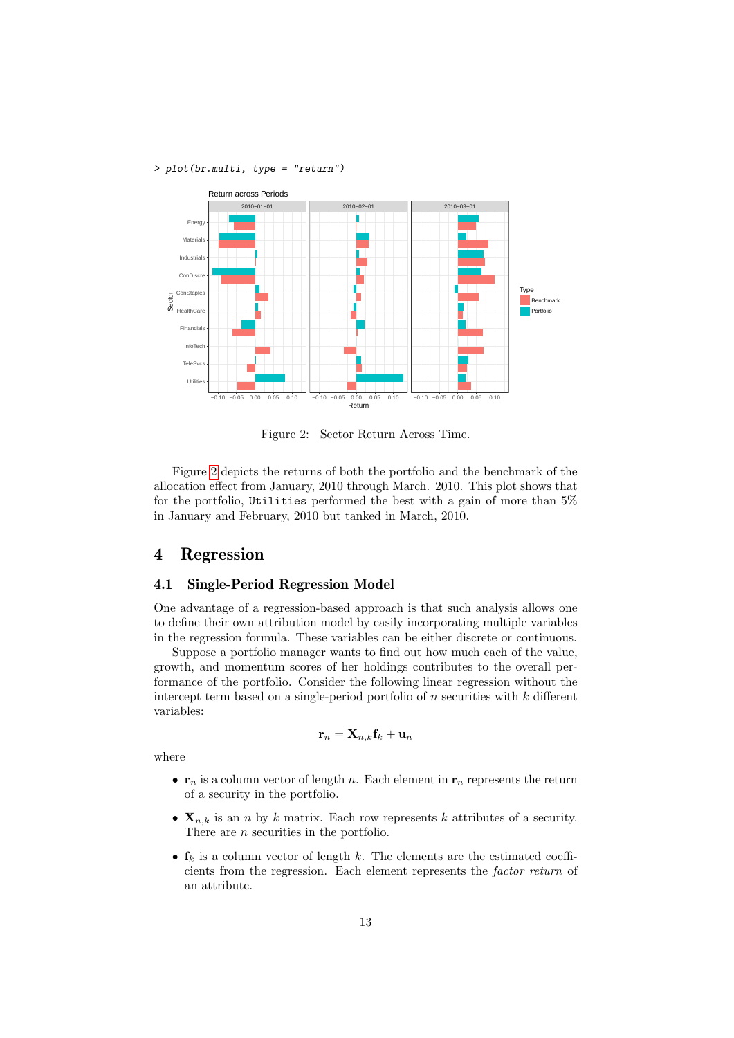```
> plot(br.multi, type = "return")
```

Figure 2: Sector Return Across Time.

Figure 2 depicts the returns of both the portfolio and the benchmark of the allocation effect from January, 2010 through March. 2010. This plot shows that for the portfolio, `Utilities` performed the best with a gain of more than 5% in January and February, 2010 but tanked in March, 2010.

# 4 Regression

## 4.1 Single-Period Regression Model

One advantage of a regression-based approach is that such analysis allows one to define their own attribution model by easily incorporating multiple variables in the regression formula. These variables can be either discrete or continuous.

Suppose a portfolio manager wants to find out how much each of the value, growth, and momentum scores of her holdings contributes to the overall performance of the portfolio. Consider the following linear regression without the intercept term based on a single-period portfolio of $n$ securities with $k$ different variables:

$$\mathbf{r}_n = \mathbf{X}_{n,k}\mathbf{f}_k + \mathbf{u}_n$$

where

- $\mathbf{r}_n$ is a column vector of length $n$. Each element in $\mathbf{r}_n$ represents the return of a security in the portfolio.
- $\mathbf{X}_{n,k}$ is an $n$ by $k$ matrix. Each row represents $k$ attributes of a security. There are $n$ securities in the portfolio.
- $\mathbf{f}_k$ is a column vector of length $k$. The elements are the estimated coefficients from the regression. Each element represents the *factor return* of an attribute.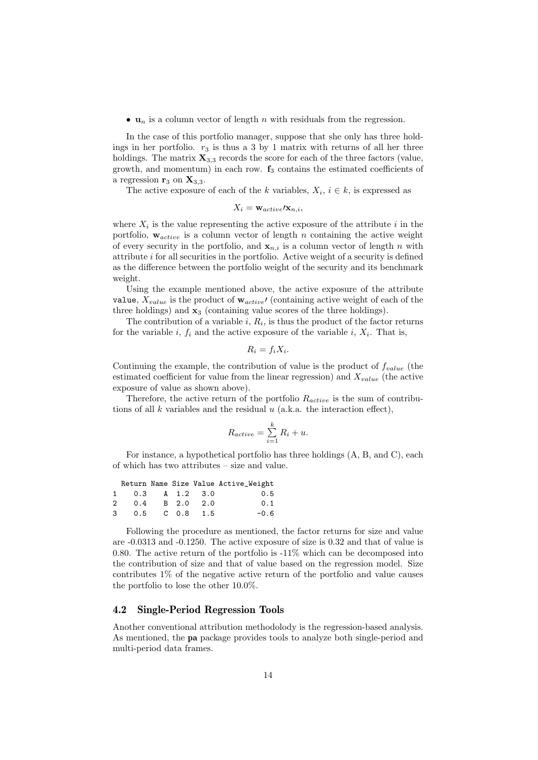- $\mathbf{u}_n$ is a column vector of length $n$ with residuals from the regression.

In the case of this portfolio manager, suppose that she only has three holdings in her portfolio. $r_3$ is thus a 3 by 1 matrix with returns of all her three holdings. The matrix $\mathbf{X}_{3,3}$ records the score for each of the three factors (value, growth, and momentum) in each row. $\mathbf{f}_3$ contains the estimated coefficients of a regression $\mathbf{r}_3$ on $\mathbf{X}_{3,3}$.

The active exposure of each of the $k$ variables, $X_i$, $i \in k$, is expressed as

$$X_i = \mathbf{w}_{active}\prime \mathbf{x}_{n,i},$$

where $X_i$ is the value representing the active exposure of the attribute $i$ in the portfolio, $\mathbf{w}_{active}$ is a column vector of length $n$ containing the active weight of every security in the portfolio, and $\mathbf{x}_{n,i}$ is a column vector of length $n$ with attribute $i$ for all securities in the portfolio. Active weight of a security is defined as the difference between the portfolio weight of the security and its benchmark weight.

Using the example mentioned above, the active exposure of the attribute `value`, $X_{value}$ is the product of $\mathbf{w}_{active}\prime$ (containing active weight of each of the three holdings) and $\mathbf{x}_3$ (containing value scores of the three holdings).

The contribution of a variable $i$, $R_i$, is thus the product of the factor returns for the variable $i$, $f_i$ and the active exposure of the variable $i$, $X_i$. That is,

$$R_i = f_i X_i.$$

Continuing the example, the contribution of value is the product of $f_{value}$ (the estimated coefficient for value from the linear regression) and $X_{value}$ (the active exposure of value as shown above).

Therefore, the active return of the portfolio $R_{active}$ is the sum of contributions of all $k$ variables and the residual $u$ (a.k.a. the interaction effect),

$$R_{active} = \sum_{i=1}^{k} R_i + u.$$

For instance, a hypothetical portfolio has three holdings (A, B, and C), each of which has two attributes – size and value.

```
  Return Name Size Value Active_Weight
1    0.3    A  1.2   3.0           0.5
2    0.4    B  2.0   2.0           0.1
3    0.5    C  0.8   1.5          -0.6
```

Following the procedure as mentioned, the factor returns for size and value are -0.0313 and -0.1250. The active exposure of size is 0.32 and that of value is 0.80. The active return of the portfolio is -11% which can be decomposed into the contribution of size and that of value based on the regression model. Size contributes 1% of the negative active return of the portfolio and value causes the portfolio to lose the other 10.0%.

### 4.2 Single-Period Regression Tools

Another conventional attribution methodolody is the regression-based analysis. As mentioned, the **pa** package provides tools to analyze both single-period and multi-period data frames.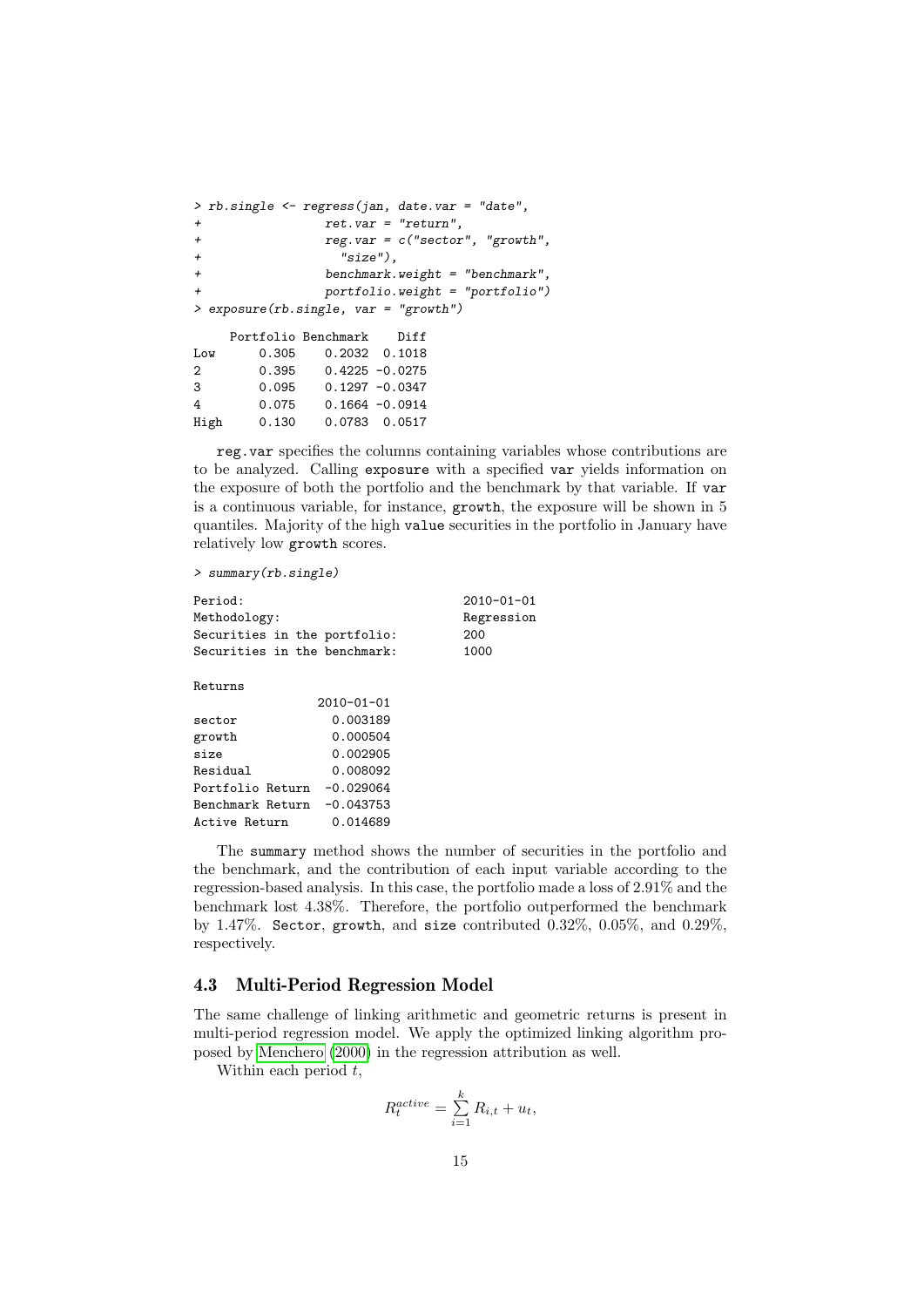```
> rb.single <- regress(jan, date.var = "date",
+                 ret.var = "return",
+                 reg.var = c("sector", "growth",
+                   "size"),
+                 benchmark.weight = "benchmark",
+                 portfolio.weight = "portfolio")
> exposure(rb.single, var = "growth")

     Portfolio Benchmark    Diff
Low      0.305    0.2032  0.1018
2        0.395    0.4225 -0.0275
3        0.095    0.1297 -0.0347
4        0.075    0.1664 -0.0914
High     0.130    0.0783  0.0517
```

`reg.var` specifies the columns containing variables whose contributions are to be analyzed. Calling `exposure` with a specified `var` yields information on the exposure of both the portfolio and the benchmark by that variable. If `var` is a continuous variable, for instance, `growth`, the exposure will be shown in 5 quantiles. Majority of the high `value` securities in the portfolio in January have relatively low `growth` scores.

```
> summary(rb.single)

Period:                          2010-01-01
Methodology:                     Regression
Securities in the portfolio:     200
Securities in the benchmark:     1000

Returns
                 2010-01-01
sector             0.003189
growth             0.000504
size               0.002905
Residual           0.008092
Portfolio Return  -0.029064
Benchmark Return  -0.043753
Active Return      0.014689
```

The `summary` method shows the number of securities in the portfolio and the benchmark, and the contribution of each input variable according to the regression-based analysis. In this case, the portfolio made a loss of 2.91% and the benchmark lost 4.38%. Therefore, the portfolio outperformed the benchmark by 1.47%. `Sector`, `growth`, and `size` contributed 0.32%, 0.05%, and 0.29%, respectively.

### 4.3 Multi-Period Regression Model

The same challenge of linking arithmetic and geometric returns is present in multi-period regression model. We apply the optimized linking algorithm proposed by Menchero (2000) in the regression attribution as well.

Within each period $t$,

$$R_t^{active} = \sum_{i=1}^{k} R_{i,t} + u_t,$$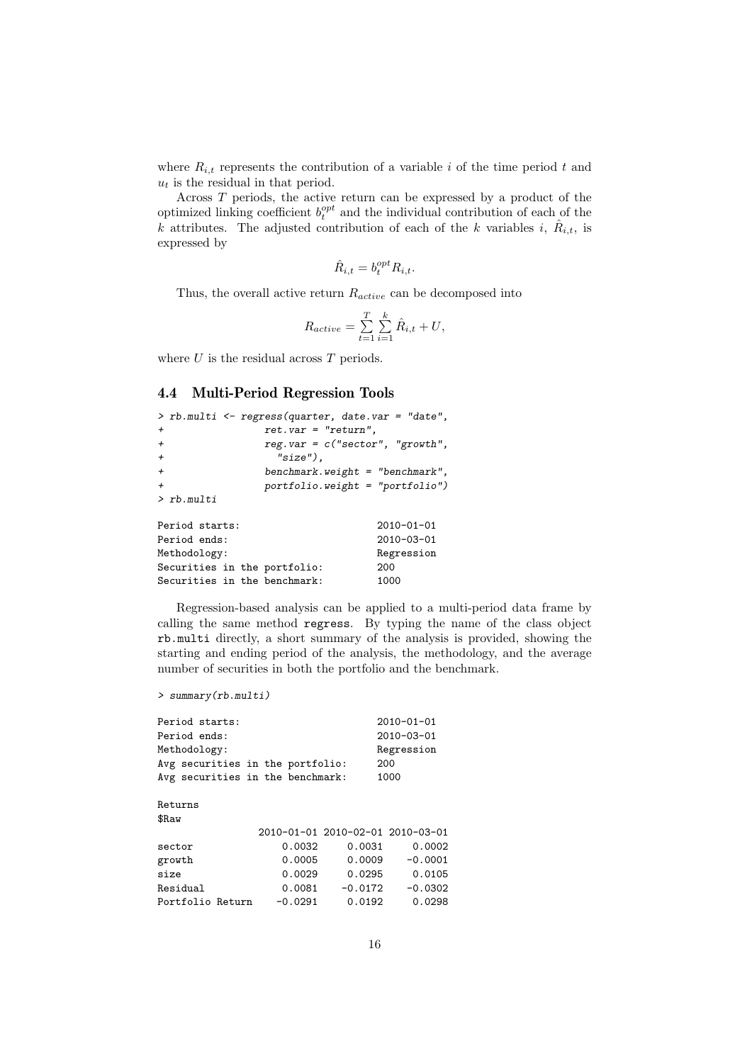where $R_{i,t}$ represents the contribution of a variable $i$ of the time period $t$ and $u_t$ is the residual in that period.

Across $T$ periods, the active return can be expressed by a product of the optimized linking coefficient $b_t^{opt}$ and the individual contribution of each of the $k$ attributes. The adjusted contribution of each of the $k$ variables $i$, $\hat{R}_{i,t}$, is expressed by

$$\hat{R}_{i,t} = b_t^{opt} R_{i,t}.$$

Thus, the overall active return $R_{active}$ can be decomposed into

$$R_{active} = \sum_{t=1}^{T} \sum_{i=1}^{k} \hat{R}_{i,t} + U,$$

where $U$ is the residual across $T$ periods.

## 4.4 Multi-Period Regression Tools

```
> rb.multi <- regress(quarter, date.var = "date",
+                ret.var = "return",
+                reg.var = c("sector", "growth",
+                  "size"),
+                benchmark.weight = "benchmark",
+                portfolio.weight = "portfolio")
> rb.multi

Period starts:                       2010-01-01
Period ends:                         2010-03-01
Methodology:                         Regression
Securities in the portfolio:         200
Securities in the benchmark:         1000
```

Regression-based analysis can be applied to a multi-period data frame by calling the same method `regress`. By typing the name of the class object `rb.multi` directly, a short summary of the analysis is provided, showing the starting and ending period of the analysis, the methodology, and the average number of securities in both the portfolio and the benchmark.

```
> summary(rb.multi)

Period starts:                       2010-01-01
Period ends:                         2010-03-01
Methodology:                         Regression
Avg securities in the portfolio:     200
Avg securities in the benchmark:     1000

Returns
$Raw
                 2010-01-01 2010-02-01 2010-03-01
sector               0.0032     0.0031     0.0002
growth               0.0005     0.0009    -0.0001
size                 0.0029     0.0295     0.0105
Residual             0.0081    -0.0172    -0.0302
Portfolio Return    -0.0291     0.0192     0.0298
```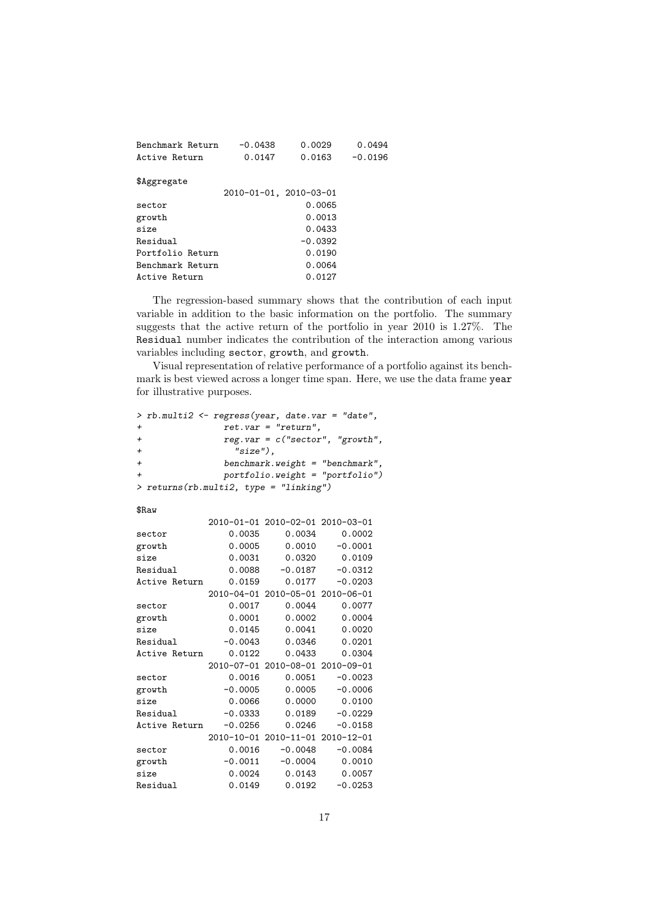```
Benchmark Return    -0.0438     0.0029     0.0494
Active Return        0.0147     0.0163    -0.0196

$Aggregate
                 2010-01-01, 2010-03-01
sector                           0.0065
growth                           0.0013
size                             0.0433
Residual                        -0.0392
Portfolio Return                 0.0190
Benchmark Return                 0.0064
Active Return                    0.0127
```

The regression-based summary shows that the contribution of each input variable in addition to the basic information on the portfolio. The summary suggests that the active return of the portfolio in year 2010 is 1.27%. The `Residual` number indicates the contribution of the interaction among various variables including `sector`, `growth`, and `growth`.

Visual representation of relative performance of a portfolio against its benchmark is best viewed across a longer time span. Here, we use the data frame `year` for illustrative purposes.

```
> rb.multi2 <- regress(year, date.var = "date",
+               ret.var = "return",
+               reg.var = c("sector", "growth",
+                 "size"),
+               benchmark.weight = "benchmark",
+               portfolio.weight = "portfolio")
> returns(rb.multi2, type = "linking")

$Raw
              2010-01-01 2010-02-01 2010-03-01
sector            0.0035     0.0034     0.0002
growth            0.0005     0.0010    -0.0001
size              0.0031     0.0320     0.0109
Residual          0.0088    -0.0187    -0.0312
Active Return     0.0159     0.0177    -0.0203
              2010-04-01 2010-05-01 2010-06-01
sector            0.0017     0.0044     0.0077
growth            0.0001     0.0002     0.0004
size              0.0145     0.0041     0.0020
Residual         -0.0043     0.0346     0.0201
Active Return     0.0122     0.0433     0.0304
              2010-07-01 2010-08-01 2010-09-01
sector            0.0016     0.0051    -0.0023
growth           -0.0005     0.0005    -0.0006
size              0.0066     0.0000     0.0100
Residual         -0.0333     0.0189    -0.0229
Active Return    -0.0256     0.0246    -0.0158
              2010-10-01 2010-11-01 2010-12-01
sector            0.0016    -0.0048    -0.0084
growth           -0.0011    -0.0004     0.0010
size              0.0024     0.0143     0.0057
Residual          0.0149     0.0192    -0.0253
```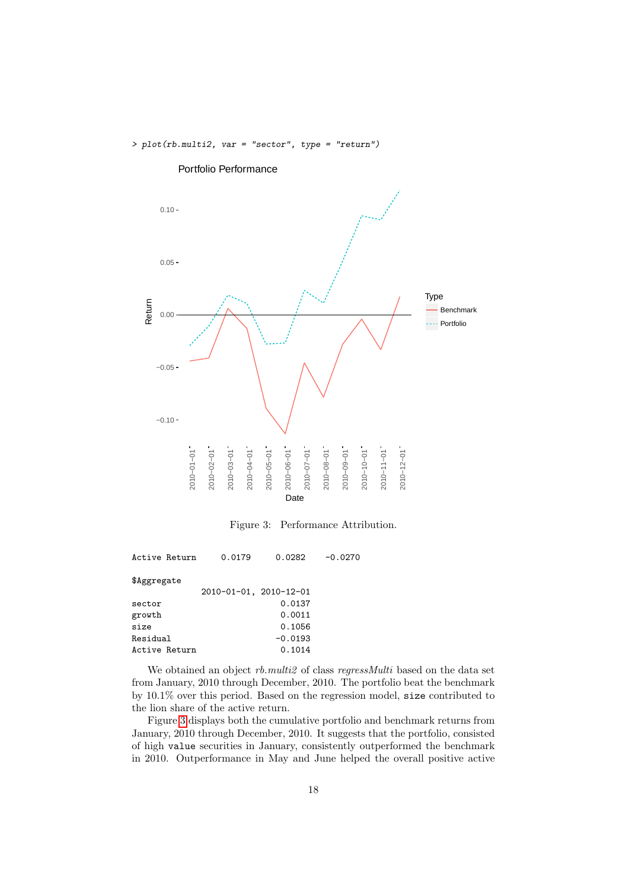```
> plot(rb.multi2, var = "sector", type = "return")
```

Figure 3: Performance Attribution.

```
Active Return      0.0179     0.0282    -0.0270

$Aggregate
               2010-01-01, 2010-12-01
sector                         0.0137
growth                         0.0011
size                           0.1056
Residual                      -0.0193
Active Return                  0.1014
```

We obtained an object *rb.multi2* of class *regressMulti* based on the data set from January, 2010 through December, 2010. The portfolio beat the benchmark by 10.1% over this period. Based on the regression model, `size` contributed to the lion share of the active return.

Figure 3 displays both the cumulative portfolio and benchmark returns from January, 2010 through December, 2010. It suggests that the portfolio, consisted of high `value` securities in January, consistently outperformed the benchmark in 2010. Outperformance in May and June helped the overall positive active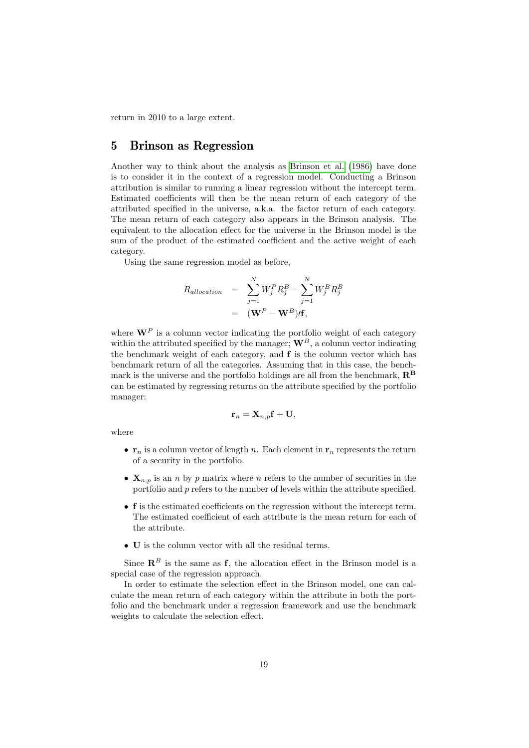return in 2010 to a large extent.

## 5 Brinson as Regression

Another way to think about the analysis as Brinson et al. (1986) have done is to consider it in the context of a regression model. Conducting a Brinson attribution is similar to running a linear regression without the intercept term. Estimated coefficients will then be the mean return of each category of the attributed specified in the universe, a.k.a. the factor return of each category. The mean return of each category also appears in the Brinson analysis. The equivalent to the allocation effect for the universe in the Brinson model is the sum of the product of the estimated coefficient and the active weight of each category.

Using the same regression model as before,

$$
\begin{aligned}
R_{allocation} &= \sum_{j=1}^{N} W_j^P R_j^B - \sum_{j=1}^{N} W_j^B R_j^B \\
&= (\mathbf{W}^P - \mathbf{W}^B)\prime\mathbf{f},
\end{aligned}
$$

where $\mathbf{W}^P$ is a column vector indicating the portfolio weight of each category within the attributed specified by the manager; $\mathbf{W}^B$, a column vector indicating the benchmark weight of each category, and $\mathbf{f}$ is the column vector which has benchmark return of all the categories. Assuming that in this case, the benchmark is the universe and the portfolio holdings are all from the benchmark, $\mathbf{R^B}$ can be estimated by regressing returns on the attribute specified by the portfolio manager:

$$
\mathbf{r}_n = \mathbf{X}_{n,p}\mathbf{f} + \mathbf{U},
$$

where

- $\mathbf{r}_n$ is a column vector of length $n$. Each element in $\mathbf{r}_n$ represents the return of a security in the portfolio.
- $\mathbf{X}_{n,p}$ is an $n$ by $p$ matrix where $n$ refers to the number of securities in the portfolio and $p$ refers to the number of levels within the attribute specified.
- $\mathbf{f}$ is the estimated coefficients on the regression without the intercept term. The estimated coefficient of each attribute is the mean return for each of the attribute.
- $\mathbf{U}$ is the column vector with all the residual terms.

Since $\mathbf{R}^B$ is the same as $\mathbf{f}$, the allocation effect in the Brinson model is a special case of the regression approach.

In order to estimate the selection effect in the Brinson model, one can calculate the mean return of each category within the attribute in both the portfolio and the benchmark under a regression framework and use the benchmark weights to calculate the selection effect.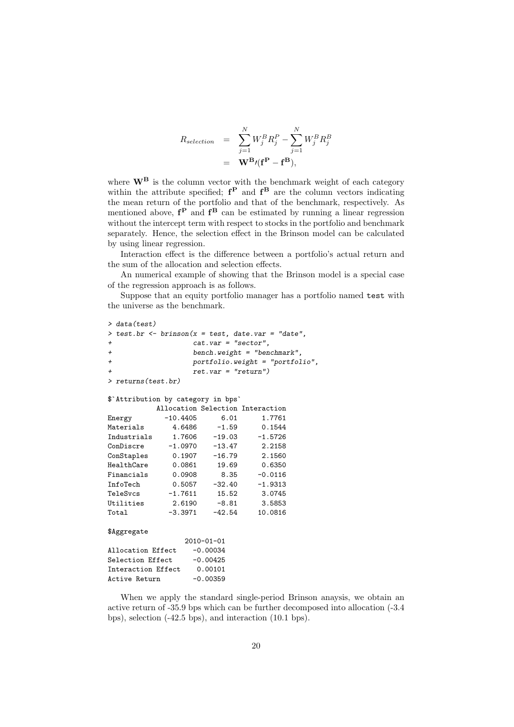$$
\begin{aligned}
R_{selection} &= \sum_{j=1}^{N} W_j^B R_j^P - \sum_{j=1}^{N} W_j^B R_j^B \\
&= \mathbf{W^B}\prime(\mathbf{f^P} - \mathbf{f^B}),
\end{aligned}
$$

where $\mathbf{W^B}$ is the column vector with the benchmark weight of each category within the attribute specified; $\mathbf{f^P}$ and $\mathbf{f^B}$ are the column vectors indicating the mean return of the portfolio and that of the benchmark, respectively. As mentioned above, $\mathbf{f^P}$ and $\mathbf{f^B}$ can be estimated by running a linear regression without the intercept term with respect to stocks in the portfolio and benchmark separately. Hence, the selection effect in the Brinson model can be calculated by using linear regression.

Interaction effect is the difference between a portfolio's actual return and the sum of the allocation and selection effects.

An numerical example of showing that the Brinson model is a special case of the regression approach is as follows.

Suppose that an equity portfolio manager has a portfolio named `test` with the universe as the benchmark.

```
> data(test)
> test.br <- brinson(x = test, date.var = "date",
+                    cat.var = "sector",
+                    bench.weight = "benchmark",
+                    portfolio.weight = "portfolio",
+                    ret.var = "return")
> returns(test.br)

$`Attribution by category in bps`
            Allocation Selection Interaction
Energy        -10.4405      6.01      1.7761
Materials       4.6486     -1.59      0.1544
Industrials     1.7606    -19.03     -1.5726
ConDiscre      -1.0970    -13.47      2.2158
ConStaples      0.1907    -16.79      2.1560
HealthCare      0.0861     19.69      0.6350
Financials      0.0908      8.35     -0.0116
InfoTech        0.5057    -32.40     -1.9313
TeleSvcs       -1.7611     15.52      3.0745
Utilities       2.6190     -8.81      3.5853
Total          -3.3971    -42.54     10.0816

$Aggregate
                   2010-01-01
Allocation Effect    -0.00034
Selection Effect     -0.00425
Interaction Effect    0.00101
Active Return        -0.00359
```

When we apply the standard single-period Brinson anaysis, we obtain an active return of -35.9 bps which can be further decomposed into allocation (-3.4 bps), selection (-42.5 bps), and interaction (10.1 bps).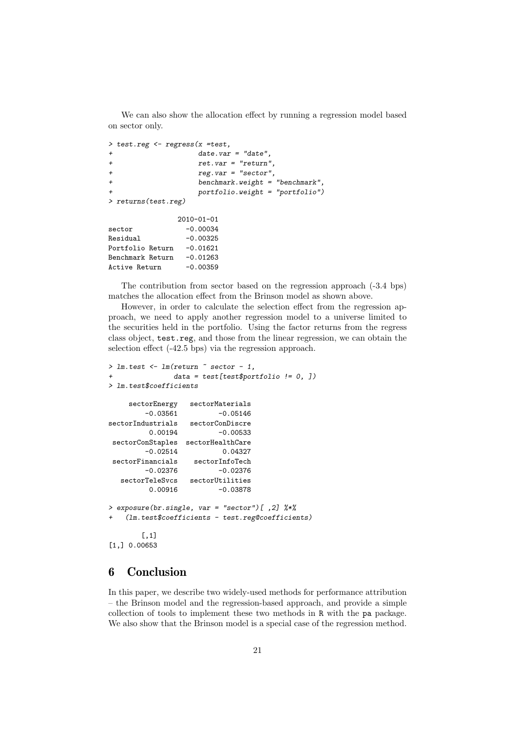We can also show the allocation effect by running a regression model based on sector only.

```
> test.reg <- regress(x =test,
+                     date.var = "date",
+                     ret.var = "return",
+                     reg.var = "sector",
+                     benchmark.weight = "benchmark",
+                     portfolio.weight = "portfolio")
> returns(test.reg)

                 2010-01-01
sector             -0.00034
Residual           -0.00325
Portfolio Return   -0.01621
Benchmark Return   -0.01263
Active Return      -0.00359
```

The contribution from sector based on the regression approach (-3.4 bps) matches the allocation effect from the Brinson model as shown above.

However, in order to calculate the selection effect from the regression approach, we need to apply another regression model to a universe limited to the securities held in the portfolio. Using the factor returns from the regress class object, test.reg, and those from the linear regression, we can obtain the selection effect (-42.5 bps) via the regression approach.

```
> lm.test <- lm(return ~ sector - 1,
+               data = test[test$portfolio != 0, ])
> lm.test$coefficients

     sectorEnergy   sectorMaterials
         -0.03561          -0.05146
sectorIndustrials   sectorConDiscre
          0.00194          -0.00533
 sectorConStaples  sectorHealthCare
         -0.02514           0.04327
 sectorFinancials    sectorInfoTech
         -0.02376          -0.02376
   sectorTeleSvcs   sectorUtilities
          0.00916          -0.03878

> exposure(br.single, var = "sector")[ ,2] %*%
+   (lm.test$coefficients - test.reg@coefficients)

        [,1]
[1,] 0.00653
```

## 6 Conclusion

In this paper, we describe two widely-used methods for performance attribution – the Brinson model and the regression-based approach, and provide a simple collection of tools to implement these two methods in R with the pa package. We also show that the Brinson model is a special case of the regression method.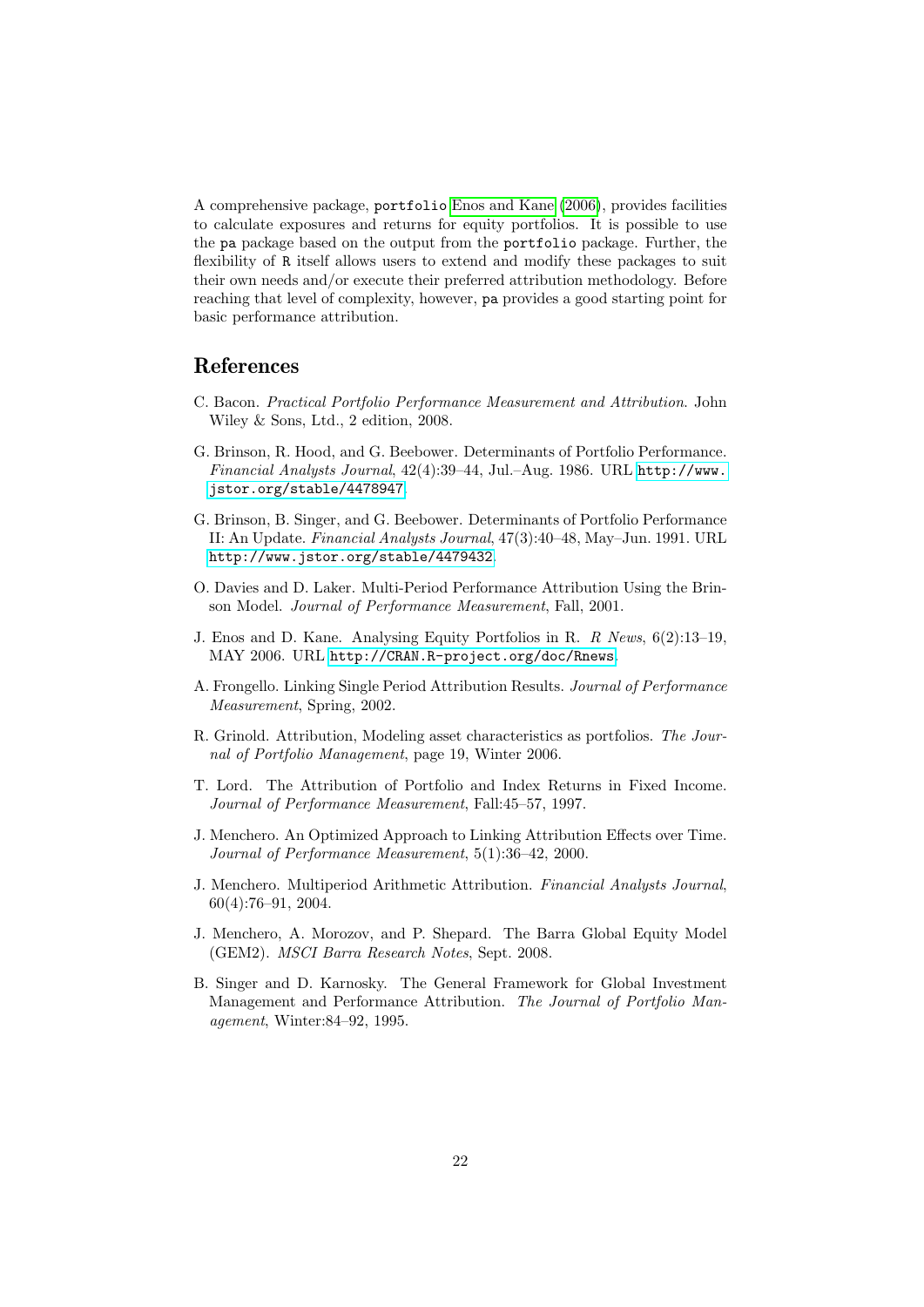A comprehensive package, `portfolio` Enos and Kane (2006), provides facilities to calculate exposures and returns for equity portfolios. It is possible to use the `pa` package based on the output from the `portfolio` package. Further, the flexibility of `R` itself allows users to extend and modify these packages to suit their own needs and/or execute their preferred attribution methodology. Before reaching that level of complexity, however, `pa` provides a good starting point for basic performance attribution.

## References

C. Bacon. *Practical Portfolio Performance Measurement and Attribution*. John Wiley & Sons, Ltd., 2 edition, 2008.

G. Brinson, R. Hood, and G. Beebower. Determinants of Portfolio Performance. *Financial Analysts Journal*, 42(4):39–44, Jul.–Aug. 1986. URL `http://www.jstor.org/stable/4478947`.

G. Brinson, B. Singer, and G. Beebower. Determinants of Portfolio Performance II: An Update. *Financial Analysts Journal*, 47(3):40–48, May–Jun. 1991. URL `http://www.jstor.org/stable/4479432`.

O. Davies and D. Laker. Multi-Period Performance Attribution Using the Brinson Model. *Journal of Performance Measurement*, Fall, 2001.

J. Enos and D. Kane. Analysing Equity Portfolios in R. *R News*, 6(2):13–19, MAY 2006. URL `http://CRAN.R-project.org/doc/Rnews`.

A. Frongello. Linking Single Period Attribution Results. *Journal of Performance Measurement*, Spring, 2002.

R. Grinold. Attribution, Modeling asset characteristics as portfolios. *The Journal of Portfolio Management*, page 19, Winter 2006.

T. Lord. The Attribution of Portfolio and Index Returns in Fixed Income. *Journal of Performance Measurement*, Fall:45–57, 1997.

J. Menchero. An Optimized Approach to Linking Attribution Effects over Time. *Journal of Performance Measurement*, 5(1):36–42, 2000.

J. Menchero. Multiperiod Arithmetic Attribution. *Financial Analysts Journal*, 60(4):76–91, 2004.

J. Menchero, A. Morozov, and P. Shepard. The Barra Global Equity Model (GEM2). *MSCI Barra Research Notes*, Sept. 2008.

B. Singer and D. Karnosky. The General Framework for Global Investment Management and Performance Attribution. *The Journal of Portfolio Management*, Winter:84–92, 1995.